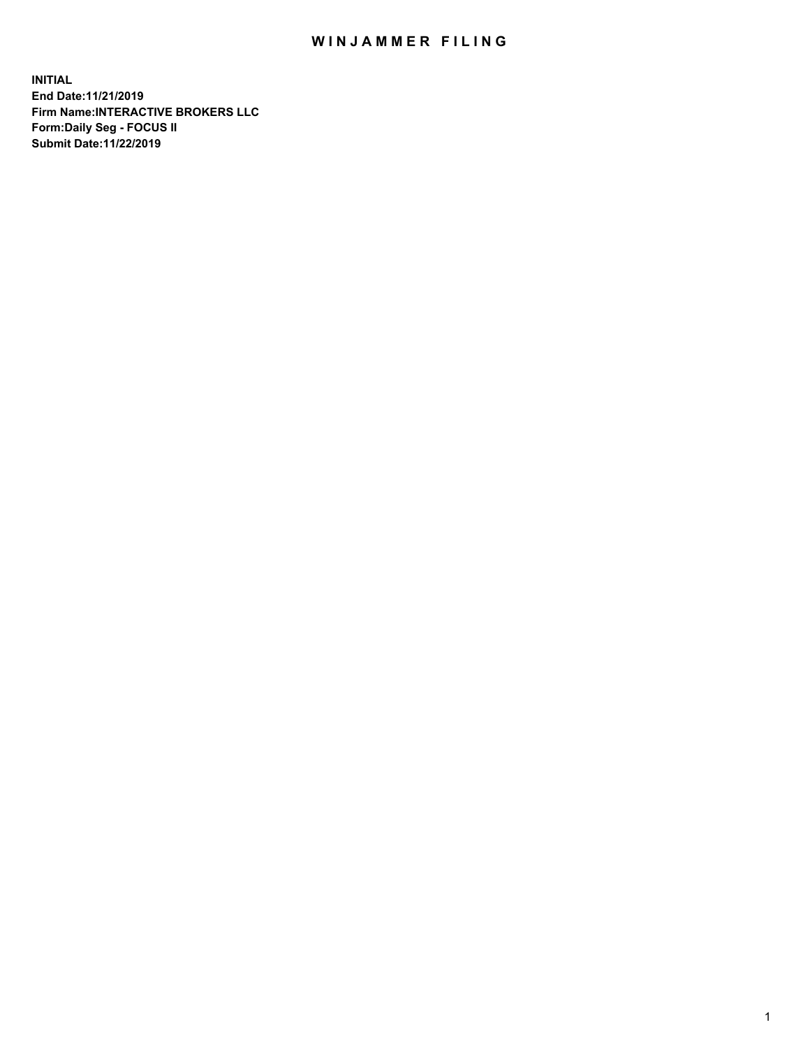# WINJAMMER FILING

**INITIAL**
**End Date:11/21/2019**
**Firm Name:INTERACTIVE BROKERS LLC**
**Form:Daily Seg - FOCUS II**
**Submit Date:11/22/2019**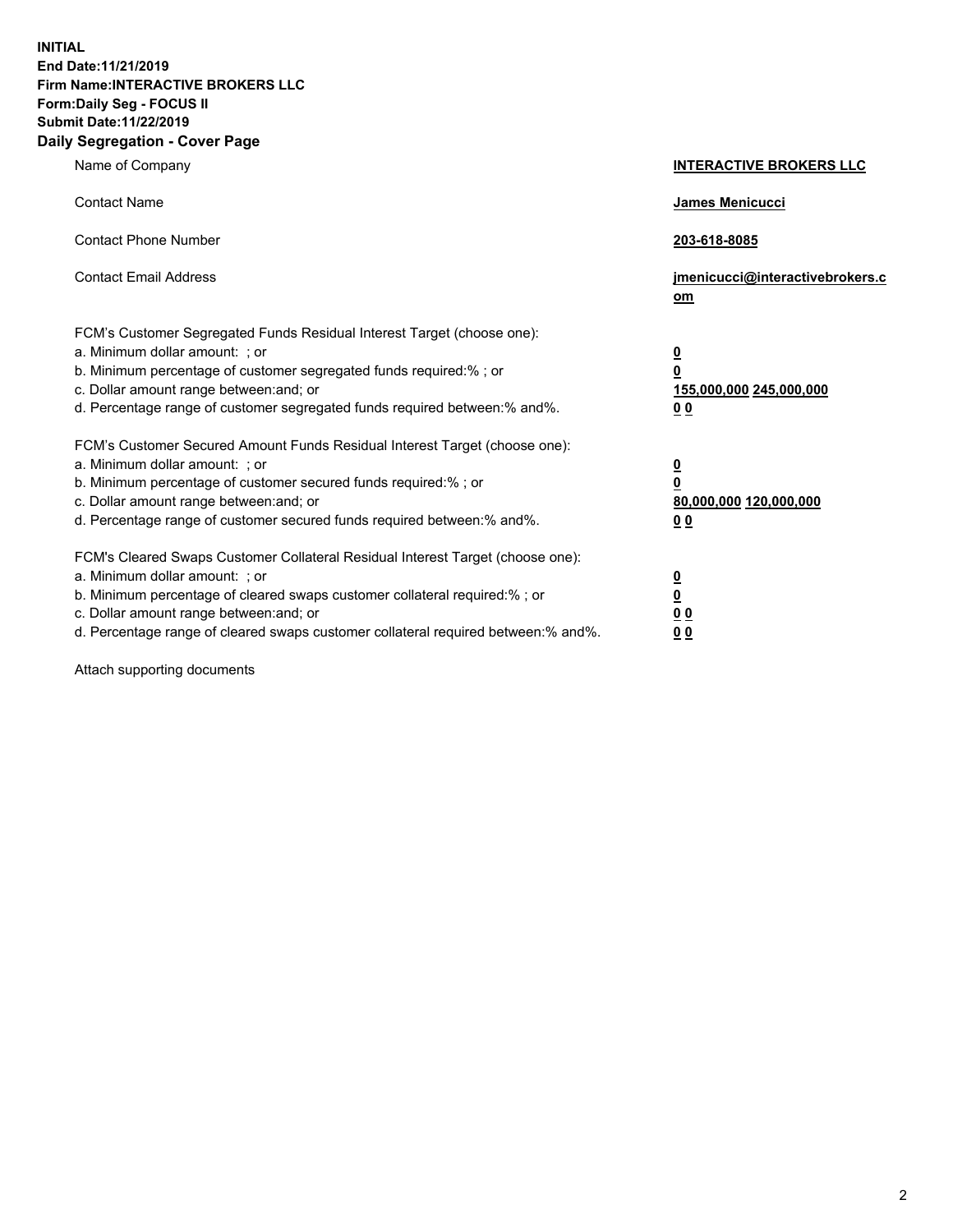**INITIAL**
**End Date:11/21/2019**
**Firm Name:INTERACTIVE BROKERS LLC**
**Form:Daily Seg - FOCUS II**
**Submit Date:11/22/2019**

## Daily Segregation - Cover Page

| | |
|---|---|
| Name of Company | **INTERACTIVE BROKERS LLC** |
| Contact Name | **James Menicucci** |
| Contact Phone Number | **203-618-8085** |
| Contact Email Address | **jmenicucci@interactivebrokers.com** |

FCM's Customer Segregated Funds Residual Interest Target (choose one):

| | |
|---|---|
| a. Minimum dollar amount: ; or | **0** |
| b. Minimum percentage of customer segregated funds required:% ; or | **0** |
| c. Dollar amount range between:and; or | **155,000,000 245,000,000** |
| d. Percentage range of customer segregated funds required between:% and%. | **0 0** |

FCM's Customer Secured Amount Funds Residual Interest Target (choose one):

| | |
|---|---|
| a. Minimum dollar amount: ; or | **0** |
| b. Minimum percentage of customer secured funds required:% ; or | **0** |
| c. Dollar amount range between:and; or | **80,000,000 120,000,000** |
| d. Percentage range of customer secured funds required between:% and%. | **0 0** |

FCM's Cleared Swaps Customer Collateral Residual Interest Target (choose one):

| | |
|---|---|
| a. Minimum dollar amount: ; or | **0** |
| b. Minimum percentage of cleared swaps customer collateral required:% ; or | **0** |
| c. Dollar amount range between:and; or | **0 0** |
| d. Percentage range of cleared swaps customer collateral required between:% and%. | **0 0** |

Attach supporting documents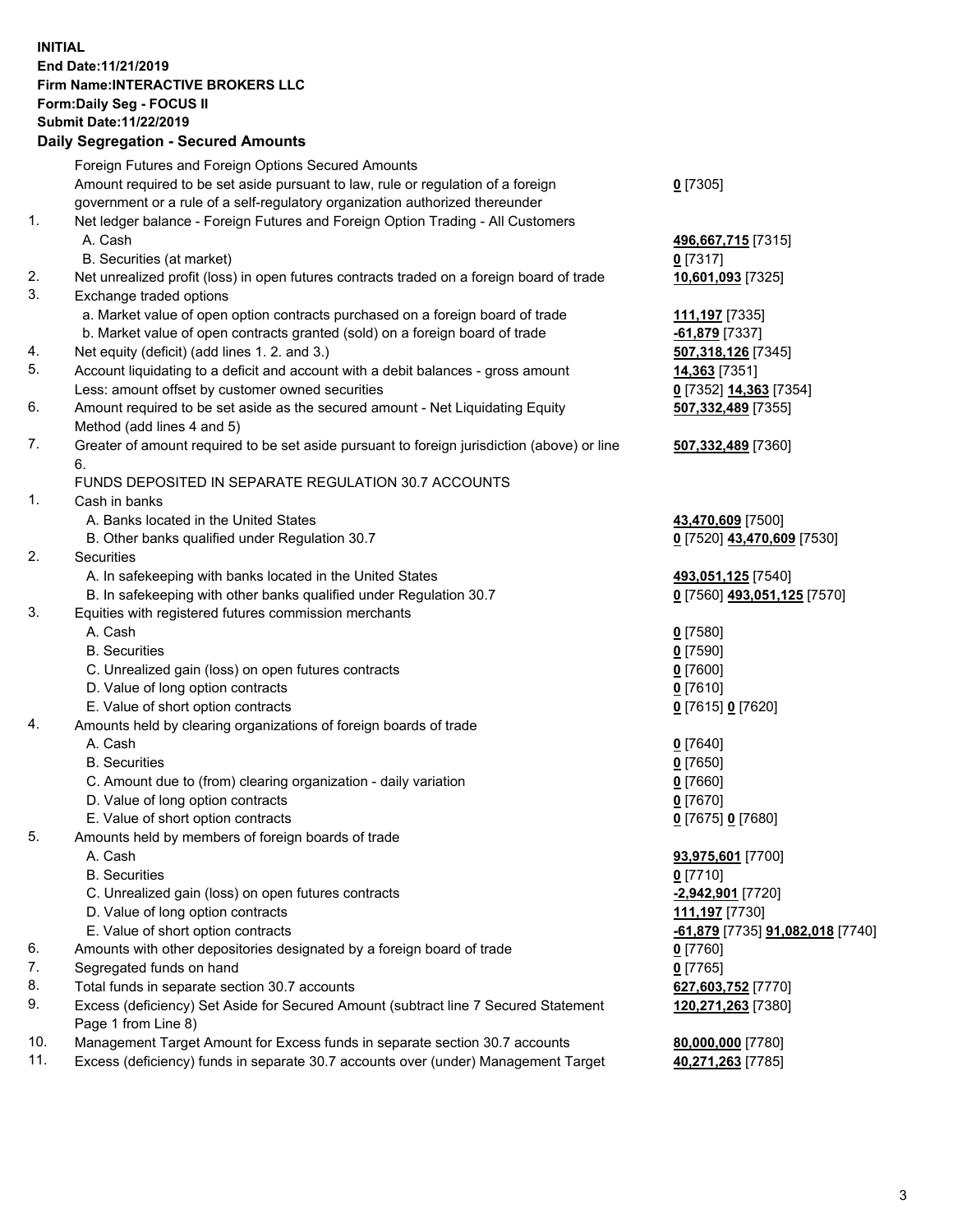**INITIAL**
**End Date:11/21/2019**
**Firm Name:INTERACTIVE BROKERS LLC**
**Form:Daily Seg - FOCUS II**
**Submit Date:11/22/2019**

## Daily Segregation - Secured Amounts

| | | |
|---|---|---|
| | Foreign Futures and Foreign Options Secured Amounts | |
| | Amount required to be set aside pursuant to law, rule or regulation of a foreign government or a rule of a self-regulatory organization authorized thereunder | **0** [7305] |
| 1. | Net ledger balance - Foreign Futures and Foreign Option Trading - All Customers | |
| | A. Cash | **496,667,715** [7315] |
| | B. Securities (at market) | **0** [7317] |
| 2. | Net unrealized profit (loss) in open futures contracts traded on a foreign board of trade | **10,601,093** [7325] |
| 3. | Exchange traded options | |
| | a. Market value of open option contracts purchased on a foreign board of trade | **111,197** [7335] |
| | b. Market value of open contracts granted (sold) on a foreign board of trade | **-61,879** [7337] |
| 4. | Net equity (deficit) (add lines 1. 2. and 3.) | **507,318,126** [7345] |
| 5. | Account liquidating to a deficit and account with a debit balances - gross amount | **14,363** [7351] |
| | Less: amount offset by customer owned securities | **0** [7352] **14,363** [7354] |
| 6. | Amount required to be set aside as the secured amount - Net Liquidating Equity Method (add lines 4 and 5) | **507,332,489** [7355] |
| 7. | Greater of amount required to be set aside pursuant to foreign jurisdiction (above) or line 6. | **507,332,489** [7360] |
| | FUNDS DEPOSITED IN SEPARATE REGULATION 30.7 ACCOUNTS | |
| 1. | Cash in banks | |
| | A. Banks located in the United States | **43,470,609** [7500] |
| | B. Other banks qualified under Regulation 30.7 | **0** [7520] **43,470,609** [7530] |
| 2. | Securities | |
| | A. In safekeeping with banks located in the United States | **493,051,125** [7540] |
| | B. In safekeeping with other banks qualified under Regulation 30.7 | **0** [7560] **493,051,125** [7570] |
| 3. | Equities with registered futures commission merchants | |
| | A. Cash | **0** [7580] |
| | B. Securities | **0** [7590] |
| | C. Unrealized gain (loss) on open futures contracts | **0** [7600] |
| | D. Value of long option contracts | **0** [7610] |
| | E. Value of short option contracts | **0** [7615] **0** [7620] |
| 4. | Amounts held by clearing organizations of foreign boards of trade | |
| | A. Cash | **0** [7640] |
| | B. Securities | **0** [7650] |
| | C. Amount due to (from) clearing organization - daily variation | **0** [7660] |
| | D. Value of long option contracts | **0** [7670] |
| | E. Value of short option contracts | **0** [7675] **0** [7680] |
| 5. | Amounts held by members of foreign boards of trade | |
| | A. Cash | **93,975,601** [7700] |
| | B. Securities | **0** [7710] |
| | C. Unrealized gain (loss) on open futures contracts | **-2,942,901** [7720] |
| | D. Value of long option contracts | **111,197** [7730] |
| | E. Value of short option contracts | **-61,879** [7735] **91,082,018** [7740] |
| 6. | Amounts with other depositories designated by a foreign board of trade | **0** [7760] |
| 7. | Segregated funds on hand | **0** [7765] |
| 8. | Total funds in separate section 30.7 accounts | **627,603,752** [7770] |
| 9. | Excess (deficiency) Set Aside for Secured Amount (subtract line 7 Secured Statement Page 1 from Line 8) | **120,271,263** [7380] |
| 10. | Management Target Amount for Excess funds in separate section 30.7 accounts | **80,000,000** [7780] |
| 11. | Excess (deficiency) funds in separate 30.7 accounts over (under) Management Target | **40,271,263** [7785] |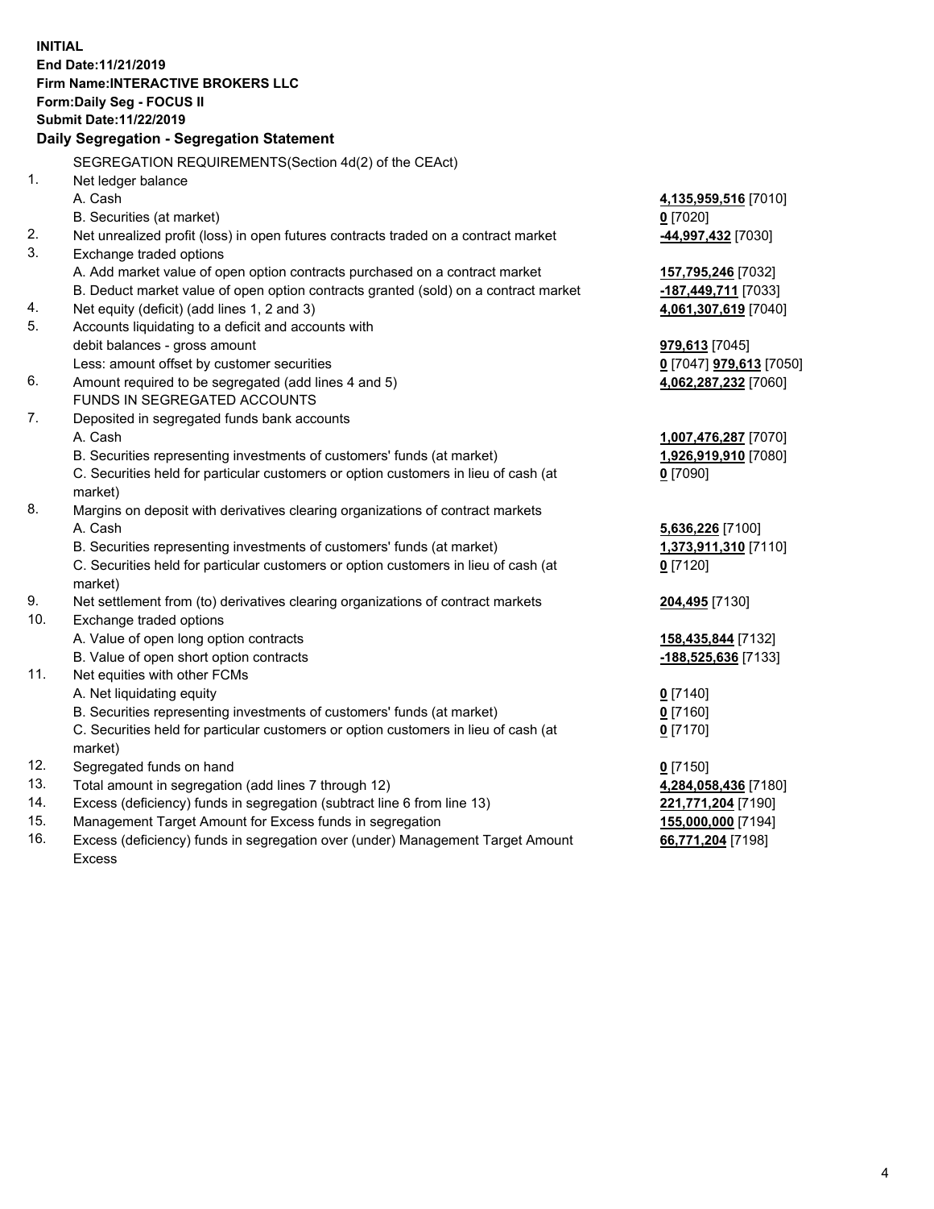**INITIAL**
**End Date:11/21/2019**
**Firm Name:INTERACTIVE BROKERS LLC**
**Form:Daily Seg - FOCUS II**
**Submit Date:11/22/2019**

**Daily Segregation - Segregation Statement**

| | | |
|---|---|---|
| | SEGREGATION REQUIREMENTS(Section 4d(2) of the CEAct) | |
| 1. | Net ledger balance | |
| | A. Cash | **4,135,959,516** [7010] |
| | B. Securities (at market) | **0** [7020] |
| 2. | Net unrealized profit (loss) in open futures contracts traded on a contract market | **-44,997,432** [7030] |
| 3. | Exchange traded options | |
| | A. Add market value of open option contracts purchased on a contract market | **157,795,246** [7032] |
| | B. Deduct market value of open option contracts granted (sold) on a contract market | **-187,449,711** [7033] |
| 4. | Net equity (deficit) (add lines 1, 2 and 3) | **4,061,307,619** [7040] |
| 5. | Accounts liquidating to a deficit and accounts with debit balances - gross amount | **979,613** [7045] |
| | Less: amount offset by customer securities | **0** [7047] **979,613** [7050] |
| 6. | Amount required to be segregated (add lines 4 and 5) | **4,062,287,232** [7060] |
| | FUNDS IN SEGREGATED ACCOUNTS | |
| 7. | Deposited in segregated funds bank accounts | |
| | A. Cash | **1,007,476,287** [7070] |
| | B. Securities representing investments of customers' funds (at market) | **1,926,919,910** [7080] |
| | C. Securities held for particular customers or option customers in lieu of cash (at market) | **0** [7090] |
| 8. | Margins on deposit with derivatives clearing organizations of contract markets | |
| | A. Cash | **5,636,226** [7100] |
| | B. Securities representing investments of customers' funds (at market) | **1,373,911,310** [7110] |
| | C. Securities held for particular customers or option customers in lieu of cash (at market) | **0** [7120] |
| 9. | Net settlement from (to) derivatives clearing organizations of contract markets | **204,495** [7130] |
| 10. | Exchange traded options | |
| | A. Value of open long option contracts | **158,435,844** [7132] |
| | B. Value of open short option contracts | **-188,525,636** [7133] |
| 11. | Net equities with other FCMs | |
| | A. Net liquidating equity | **0** [7140] |
| | B. Securities representing investments of customers' funds (at market) | **0** [7160] |
| | C. Securities held for particular customers or option customers in lieu of cash (at market) | **0** [7170] |
| 12. | Segregated funds on hand | **0** [7150] |
| 13. | Total amount in segregation (add lines 7 through 12) | **4,284,058,436** [7180] |
| 14. | Excess (deficiency) funds in segregation (subtract line 6 from line 13) | **221,771,204** [7190] |
| 15. | Management Target Amount for Excess funds in segregation | **155,000,000** [7194] |
| 16. | Excess (deficiency) funds in segregation over (under) Management Target Amount Excess | **66,771,204** [7198] |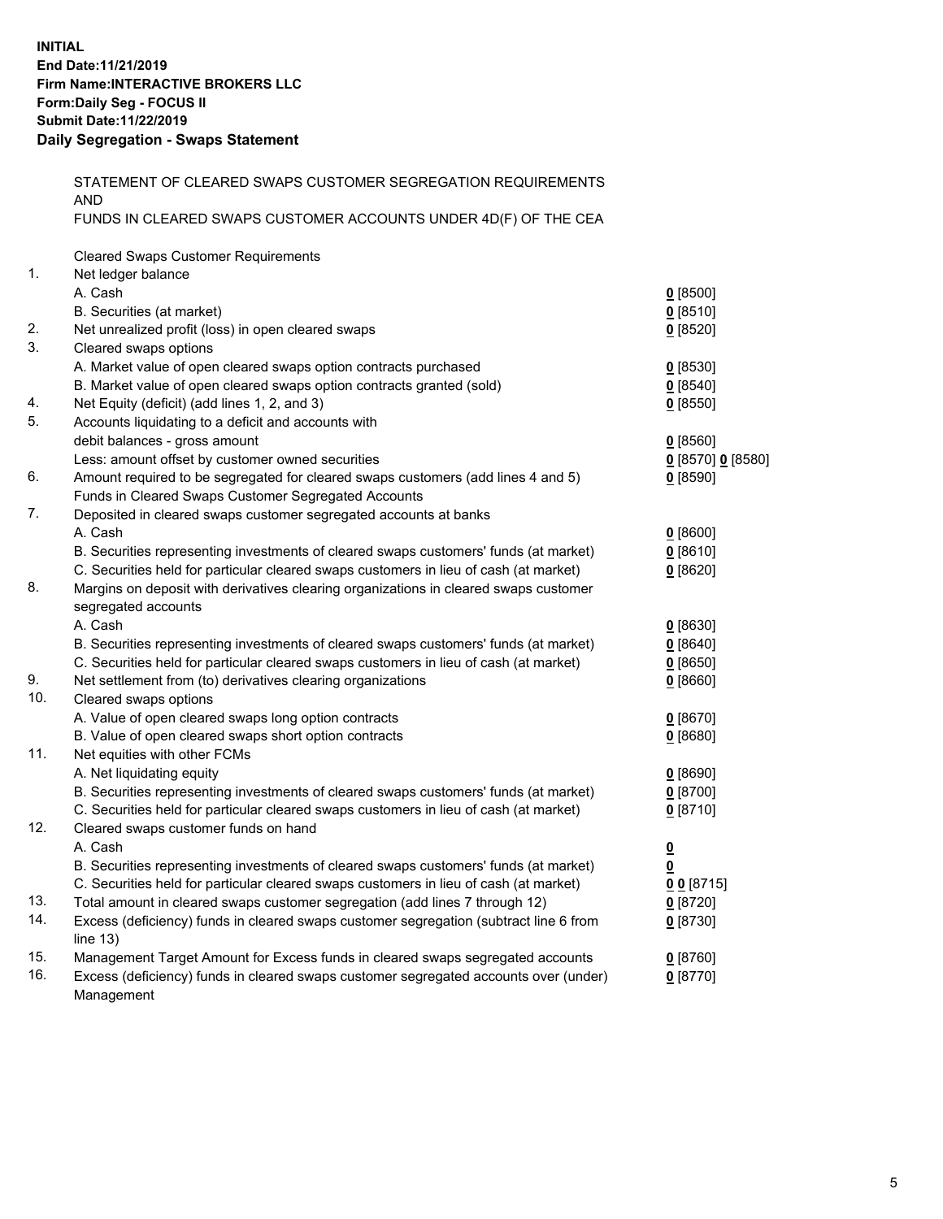**INITIAL**
**End Date:11/21/2019**
**Firm Name:INTERACTIVE BROKERS LLC**
**Form:Daily Seg - FOCUS II**
**Submit Date:11/22/2019**
**Daily Segregation - Swaps Statement**

STATEMENT OF CLEARED SWAPS CUSTOMER SEGREGATION REQUIREMENTS AND FUNDS IN CLEARED SWAPS CUSTOMER ACCOUNTS UNDER 4D(F) OF THE CEA

| | | |
|---|---|---|
| | Cleared Swaps Customer Requirements | |
| 1. | Net ledger balance | |
| | A. Cash | 0 [8500] |
| | B. Securities (at market) | 0 [8510] |
| 2. | Net unrealized profit (loss) in open cleared swaps | 0 [8520] |
| 3. | Cleared swaps options | |
| | A. Market value of open cleared swaps option contracts purchased | 0 [8530] |
| | B. Market value of open cleared swaps option contracts granted (sold) | 0 [8540] |
| 4. | Net Equity (deficit) (add lines 1, 2, and 3) | 0 [8550] |
| 5. | Accounts liquidating to a deficit and accounts with | |
| | debit balances - gross amount | 0 [8560] |
| | Less: amount offset by customer owned securities | 0 [8570] 0 [8580] |
| 6. | Amount required to be segregated for cleared swaps customers (add lines 4 and 5) | 0 [8590] |
| | Funds in Cleared Swaps Customer Segregated Accounts | |
| 7. | Deposited in cleared swaps customer segregated accounts at banks | |
| | A. Cash | 0 [8600] |
| | B. Securities representing investments of cleared swaps customers' funds (at market) | 0 [8610] |
| | C. Securities held for particular cleared swaps customers in lieu of cash (at market) | 0 [8620] |
| 8. | Margins on deposit with derivatives clearing organizations in cleared swaps customer segregated accounts | |
| | A. Cash | 0 [8630] |
| | B. Securities representing investments of cleared swaps customers' funds (at market) | 0 [8640] |
| | C. Securities held for particular cleared swaps customers in lieu of cash (at market) | 0 [8650] |
| 9. | Net settlement from (to) derivatives clearing organizations | 0 [8660] |
| 10. | Cleared swaps options | |
| | A. Value of open cleared swaps long option contracts | 0 [8670] |
| | B. Value of open cleared swaps short option contracts | 0 [8680] |
| 11. | Net equities with other FCMs | |
| | A. Net liquidating equity | 0 [8690] |
| | B. Securities representing investments of cleared swaps customers' funds (at market) | 0 [8700] |
| | C. Securities held for particular cleared swaps customers in lieu of cash (at market) | 0 [8710] |
| 12. | Cleared swaps customer funds on hand | |
| | A. Cash | 0 |
| | B. Securities representing investments of cleared swaps customers' funds (at market) | 0 |
| | C. Securities held for particular cleared swaps customers in lieu of cash (at market) | 0 0 [8715] |
| 13. | Total amount in cleared swaps customer segregation (add lines 7 through 12) | 0 [8720] |
| 14. | Excess (deficiency) funds in cleared swaps customer segregation (subtract line 6 from line 13) | 0 [8730] |
| 15. | Management Target Amount for Excess funds in cleared swaps segregated accounts | 0 [8760] |
| 16. | Excess (deficiency) funds in cleared swaps customer segregated accounts over (under) Management | 0 [8770] |